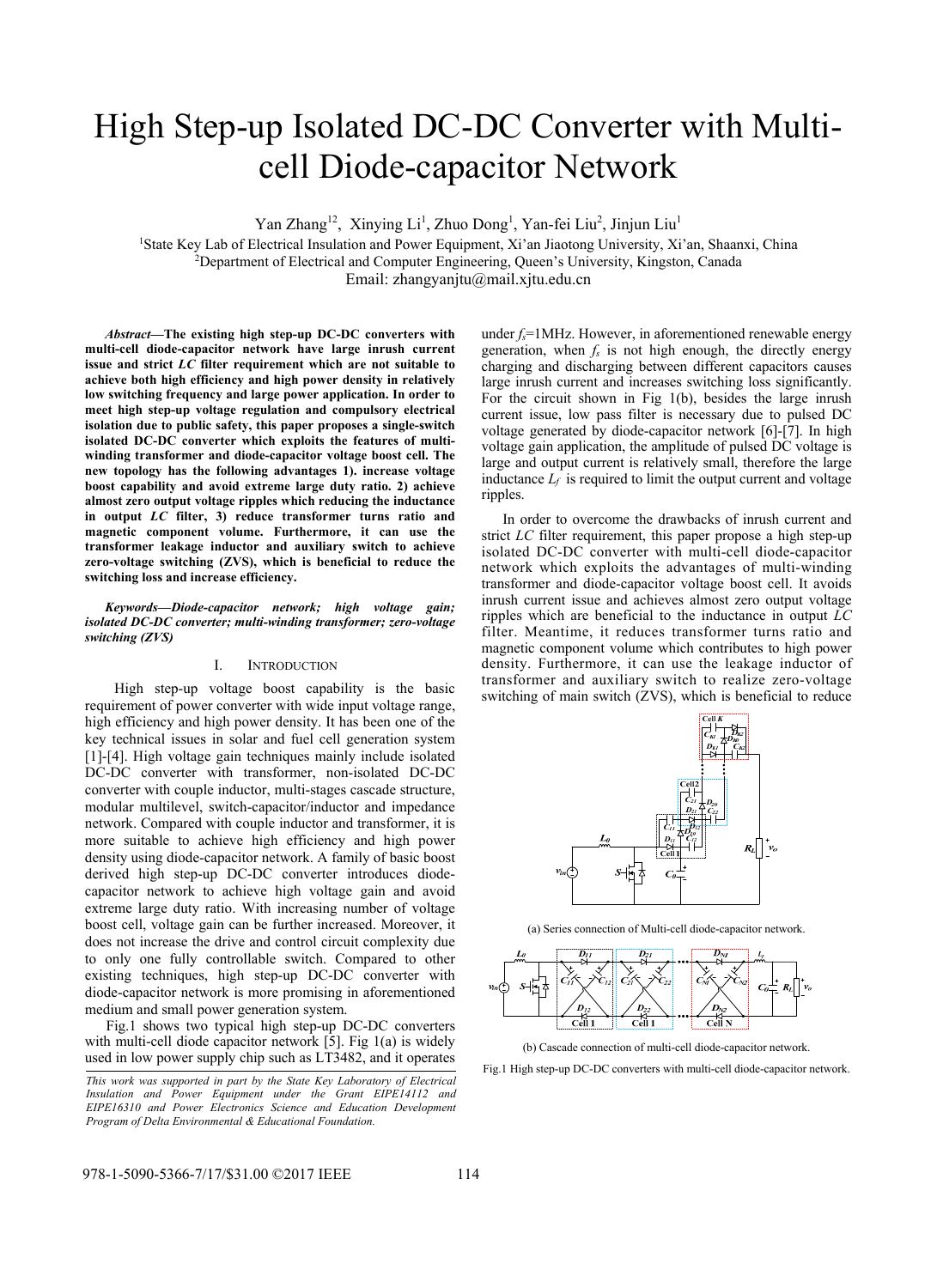# High Step-up Isolated DC-DC Converter with Multi-cell Diode-capacitor Network

Yan Zhang[12], Xinying Li[1], Zhuo Dong[1], Yan-fei Liu[2], Jinjun Liu[1]

[1]State Key Lab of Electrical Insulation and Power Equipment, Xi'an Jiaotong University, Xi'an, Shaanxi, China
[2]Department of Electrical and Computer Engineering, Queen's University, Kingston, Canada
Email: zhangyanjtu@mail.xjtu.edu.cn

***Abstract*—The existing high step-up DC-DC converters with multi-cell diode-capacitor network have large inrush current issue and strict *LC* filter requirement which are not suitable to achieve both high efficiency and high power density in relatively low switching frequency and large power application. In order to meet high step-up voltage regulation and compulsory electrical isolation due to public safety, this paper proposes a single-switch isolated DC-DC converter which exploits the features of multi-winding transformer and diode-capacitor voltage boost cell. The new topology has the following advantages 1). increase voltage boost capability and avoid extreme large duty ratio. 2) achieve almost zero output voltage ripples which reducing the inductance in output *LC* filter, 3) reduce transformer turns ratio and magnetic component volume. Furthermore, it can use the transformer leakage inductor and auxiliary switch to achieve zero-voltage switching (ZVS), which is beneficial to reduce the switching loss and increase efficiency.**

***Keywords—Diode-capacitor network; high voltage gain; isolated DC-DC converter; multi-winding transformer; zero-voltage switching (ZVS)***

## I. INTRODUCTION

High step-up voltage boost capability is the basic requirement of power converter with wide input voltage range, high efficiency and high power density. It has been one of the key technical issues in solar and fuel cell generation system [1]-[4]. High voltage gain techniques mainly include isolated DC-DC converter with transformer, non-isolated DC-DC converter with couple inductor, multi-stages cascade structure, modular multilevel, switch-capacitor/inductor and impedance network. Compared with couple inductor and transformer, it is more suitable to achieve high efficiency and high power density using diode-capacitor network. A family of basic boost derived high step-up DC-DC converter introduces diode-capacitor network to achieve high voltage gain and avoid extreme large duty ratio. With increasing number of voltage boost cell, voltage gain can be further increased. Moreover, it does not increase the drive and control circuit complexity due to only one fully controllable switch. Compared to other existing techniques, high step-up DC-DC converter with diode-capacitor network is more promising in aforementioned medium and small power generation system.

Fig.1 shows two typical high step-up DC-DC converters with multi-cell diode capacitor network [5]. Fig 1(a) is widely used in low power supply chip such as LT3482, and it operates under $f_s$=1MHz. However, in aforementioned renewable energy generation, when $f_s$ is not high enough, the directly energy charging and discharging between different capacitors causes large inrush current and increases switching loss significantly. For the circuit shown in Fig 1(b), besides the large inrush current issue, low pass filter is necessary due to pulsed DC voltage generated by diode-capacitor network [6]-[7]. In high voltage gain application, the amplitude of pulsed DC voltage is large and output current is relatively small, therefore the large inductance $L_f$ is required to limit the output current and voltage ripples.

In order to overcome the drawbacks of inrush current and strict *LC* filter requirement, this paper propose a high step-up isolated DC-DC converter with multi-cell diode-capacitor network which exploits the advantages of multi-winding transformer and diode-capacitor voltage boost cell. It avoids inrush current issue and achieves almost zero output voltage ripples which are beneficial to the inductance in output *LC* filter. Meantime, it reduces transformer turns ratio and magnetic component volume which contributes to high power density. Furthermore, it can use the leakage inductor of transformer and auxiliary switch to realize zero-voltage switching of main switch (ZVS), which is beneficial to reduce

(a) Series connection of Multi-cell diode-capacitor network.

(b) Cascade connection of multi-cell diode-capacitor network.

Fig.1 High step-up DC-DC converters with multi-cell diode-capacitor network.

*This work was supported in part by the State Key Laboratory of Electrical Insulation and Power Equipment under the Grant EIPE14112 and EIPE16310 and Power Electronics Science and Education Development Program of Delta Environmental & Educational Foundation.*

978-1-5090-5366-7/17/$31.00 ©2017 IEEE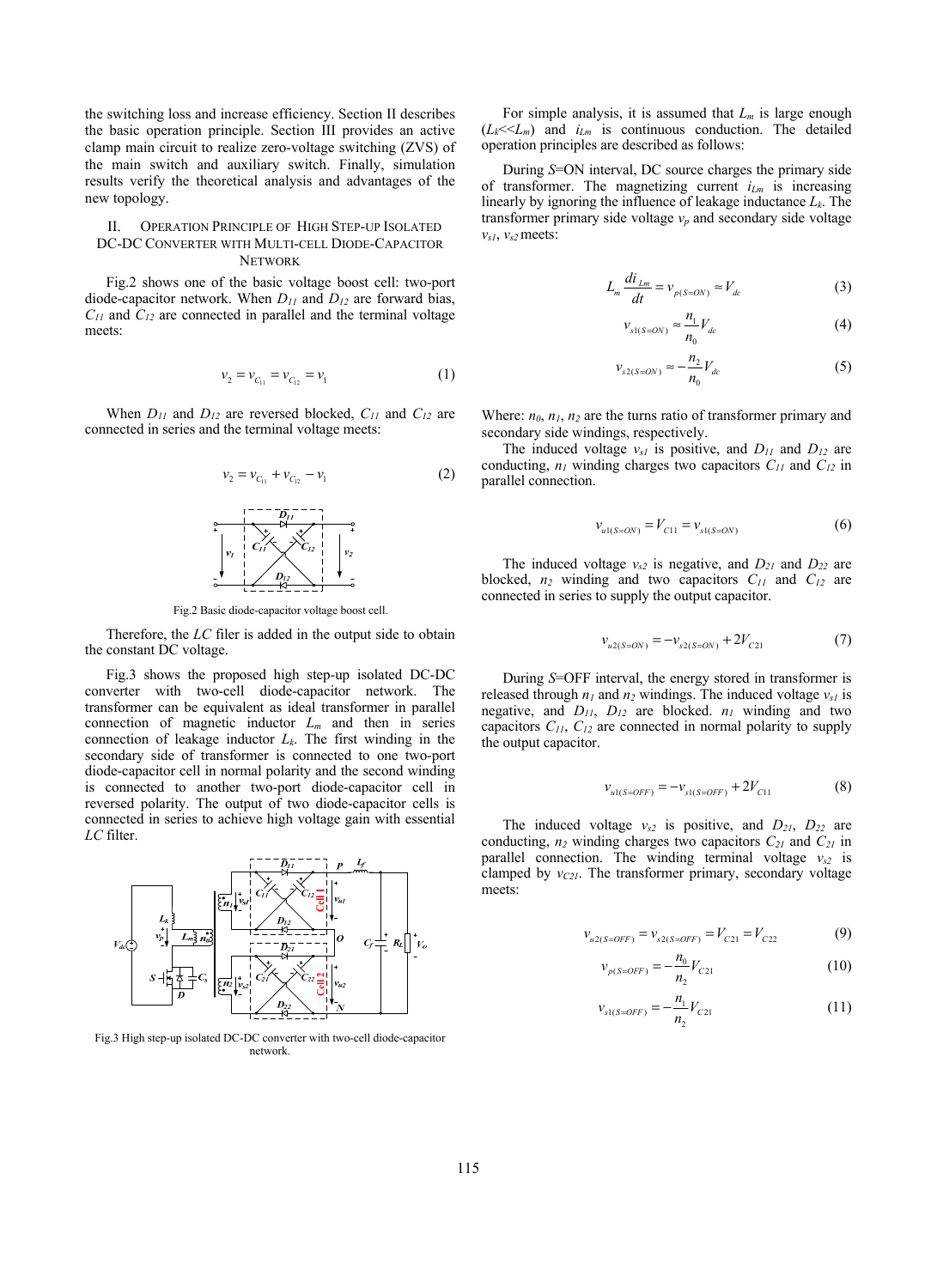the switching loss and increase efficiency. Section II describes the basic operation principle. Section III provides an active clamp main circuit to realize zero-voltage switching (ZVS) of the main switch and auxiliary switch. Finally, simulation results verify the theoretical analysis and advantages of the new topology.

## II. Operation Principle of High Step-up Isolated DC-DC Converter with Multi-cell Diode-Capacitor Network

Fig.2 shows one of the basic voltage boost cell: two-port diode-capacitor network. When $D_{11}$ and $D_{12}$ are forward bias, $C_{11}$ and $C_{12}$ are connected in parallel and the terminal voltage meets:

$$v_2 = v_{C_{11}} = v_{C_{12}} = v_1 \tag{1}$$

When $D_{11}$ and $D_{12}$ are reversed blocked, $C_{11}$ and $C_{12}$ are connected in series and the terminal voltage meets:

$$v_2 = v_{C_{11}} + v_{C_{12}} - v_1 \tag{2}$$

Fig.2 Basic diode-capacitor voltage boost cell.

Therefore, the *LC* filer is added in the output side to obtain the constant DC voltage.

Fig.3 shows the proposed high step-up isolated DC-DC converter with two-cell diode-capacitor network. The transformer can be equivalent as ideal transformer in parallel connection of magnetic inductor $L_m$ and then in series connection of leakage inductor $L_k$. The first winding in the secondary side of transformer is connected to one two-port diode-capacitor cell in normal polarity and the second winding is connected to another two-port diode-capacitor cell in reversed polarity. The output of two diode-capacitor cells is connected in series to achieve high voltage gain with essential *LC* filter.

Fig.3 High step-up isolated DC-DC converter with two-cell diode-capacitor network.

For simple analysis, it is assumed that $L_m$ is large enough ($L_k$<<$L_m$) and $i_{Lm}$ is continuous conduction. The detailed operation principles are described as follows:

During *S*=ON interval, DC source charges the primary side of transformer. The magnetizing current $i_{Lm}$ is increasing linearly by ignoring the influence of leakage inductance $L_k$. The transformer primary side voltage $v_p$ and secondary side voltage $v_{s1}$, $v_{s2}$ meets:

$$L_m \frac{di_{Lm}}{dt} = v_{p(S=ON)} \approx V_{dc} \tag{3}$$

$$v_{s1(S=ON)} \approx \frac{n_1}{n_0} V_{dc} \tag{4}$$

$$v_{s2(S=ON)} \approx -\frac{n_2}{n_0} V_{dc} \tag{5}$$

Where: $n_0$, $n_1$, $n_2$ are the turns ratio of transformer primary and secondary side windings, respectively.

The induced voltage $v_{s1}$ is positive, and $D_{11}$ and $D_{12}$ are conducting, $n_1$ winding charges two capacitors $C_{11}$ and $C_{12}$ in parallel connection.

$$v_{u1(S=ON)} = V_{C11} = v_{s1(S=ON)} \tag{6}$$

The induced voltage $v_{s2}$ is negative, and $D_{21}$ and $D_{22}$ are blocked, $n_2$ winding and two capacitors $C_{11}$ and $C_{12}$ are connected in series to supply the output capacitor.

$$v_{u2(S=ON)} = -v_{s2(S=ON)} + 2V_{C21} \tag{7}$$

During *S*=OFF interval, the energy stored in transformer is released through $n_1$ and $n_2$ windings. The induced voltage $v_{s1}$ is negative, and $D_{11}$, $D_{12}$ are blocked. $n_1$ winding and two capacitors $C_{11}$, $C_{12}$ are connected in normal polarity to supply the output capacitor.

$$v_{u1(S=OFF)} = -v_{s1(S=OFF)} + 2V_{C11} \tag{8}$$

The induced voltage $v_{s2}$ is positive, and $D_{21}$, $D_{22}$ are conducting, $n_2$ winding charges two capacitors $C_{21}$ and $C_{21}$ in parallel connection. The winding terminal voltage $v_{s2}$ is clamped by $v_{C21}$. The transformer primary, secondary voltage meets:

$$v_{u2(S=OFF)} = v_{s2(S=OFF)} = V_{C21} = V_{C22} \tag{9}$$

$$v_{p(S=OFF)} = -\frac{n_0}{n_2} V_{C21} \tag{10}$$

$$v_{s1(S=OFF)} = -\frac{n_1}{n_2} V_{C21} \tag{11}$$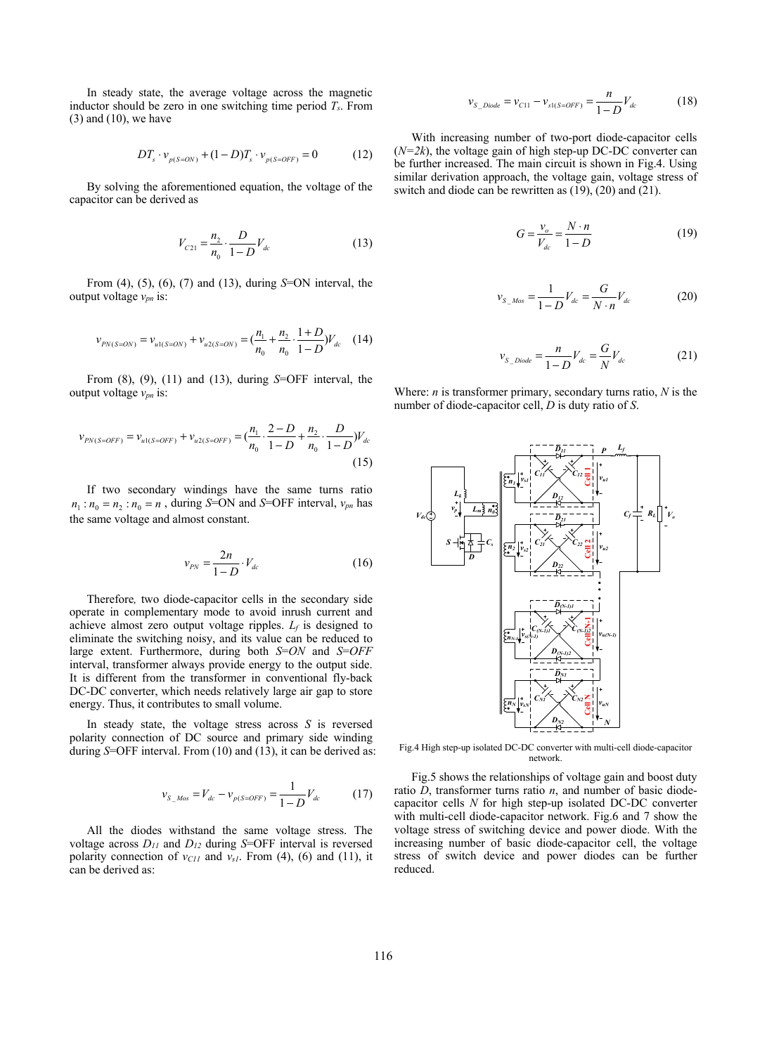In steady state, the average voltage across the magnetic inductor should be zero in one switching time period $T_s$. From (3) and (10), we have

$$DT_s \cdot v_{p(S=ON)} + (1-D)T_s \cdot v_{p(S=OFF)} = 0 \tag{12}$$

By solving the aforementioned equation, the voltage of the capacitor can be derived as

$$V_{C21} = \frac{n_2}{n_0} \cdot \frac{D}{1-D} V_{dc} \tag{13}$$

From (4), (5), (6), (7) and (13), during $S$=ON interval, the output voltage $v_{pn}$ is:

$$v_{PN(S=ON)} = v_{u1(S=ON)} + v_{u2(S=ON)} = \left(\frac{n_1}{n_0} + \frac{n_2}{n_0} \cdot \frac{1+D}{1-D}\right) V_{dc} \tag{14}$$

From (8), (9), (11) and (13), during $S$=OFF interval, the output voltage $v_{pn}$ is:

$$v_{PN(S=OFF)} = v_{u1(S=OFF)} + v_{u2(S=OFF)} = \left(\frac{n_1}{n_0} \cdot \frac{2-D}{1-D} + \frac{n_2}{n_0} \cdot \frac{D}{1-D}\right) V_{dc} \tag{15}$$

If two secondary windings have the same turns ratio $n_1 : n_0 = n_2 : n_0 = n$, during $S$=ON and $S$=OFF interval, $v_{pn}$ has the same voltage and almost constant.

$$v_{PN} = \frac{2n}{1-D} \cdot V_{dc} \tag{16}$$

Therefore*,* two diode-capacitor cells in the secondary side operate in complementary mode to avoid inrush current and achieve almost zero output voltage ripples. $L_f$ is designed to eliminate the switching noisy, and its value can be reduced to large extent. Furthermore, during both *S=ON* and *S=OFF* interval, transformer always provide energy to the output side. It is different from the transformer in conventional fly-back DC-DC converter, which needs relatively large air gap to store energy. Thus, it contributes to small volume.

In steady state, the voltage stress across $S$ is reversed polarity connection of DC source and primary side winding during $S$=OFF interval. From (10) and (13), it can be derived as:

$$v_{S\_Mos} = V_{dc} - v_{p(S=OFF)} = \frac{1}{1-D} V_{dc} \tag{17}$$

All the diodes withstand the same voltage stress. The voltage across $D_{11}$ and $D_{12}$ during $S$=OFF interval is reversed polarity connection of $v_{C11}$ and $v_{s1}$. From (4), (6) and (11), it can be derived as:

$$v_{S\_Diode} = v_{C11} - v_{s1(S=OFF)} = \frac{n}{1-D} V_{dc} \tag{18}$$

With increasing number of two-port diode-capacitor cells ($N=2k$), the voltage gain of high step-up DC-DC converter can be further increased. The main circuit is shown in Fig.4. Using similar derivation approach, the voltage gain, voltage stress of switch and diode can be rewritten as (19), (20) and (21).

$$G = \frac{v_o}{V_{dc}} = \frac{N \cdot n}{1-D} \tag{19}$$

$$v_{S\_Mos} = \frac{1}{1-D} V_{dc} = \frac{G}{N \cdot n} V_{dc} \tag{20}$$

$$v_{S\_Diode} = \frac{n}{1-D} V_{dc} = \frac{G}{N} V_{dc} \tag{21}$$

Where: $n$ is transformer primary, secondary turns ratio, $N$ is the number of diode-capacitor cell, $D$ is duty ratio of $S$.

Fig.4 High step-up isolated DC-DC converter with multi-cell diode-capacitor network.

Fig.5 shows the relationships of voltage gain and boost duty ratio $D$, transformer turns ratio $n$, and number of basic diode-capacitor cells $N$ for high step-up isolated DC-DC converter with multi-cell diode-capacitor network. Fig.6 and 7 show the voltage stress of switching device and power diode. With the increasing number of basic diode-capacitor cell, the voltage stress of switch device and power diodes can be further reduced.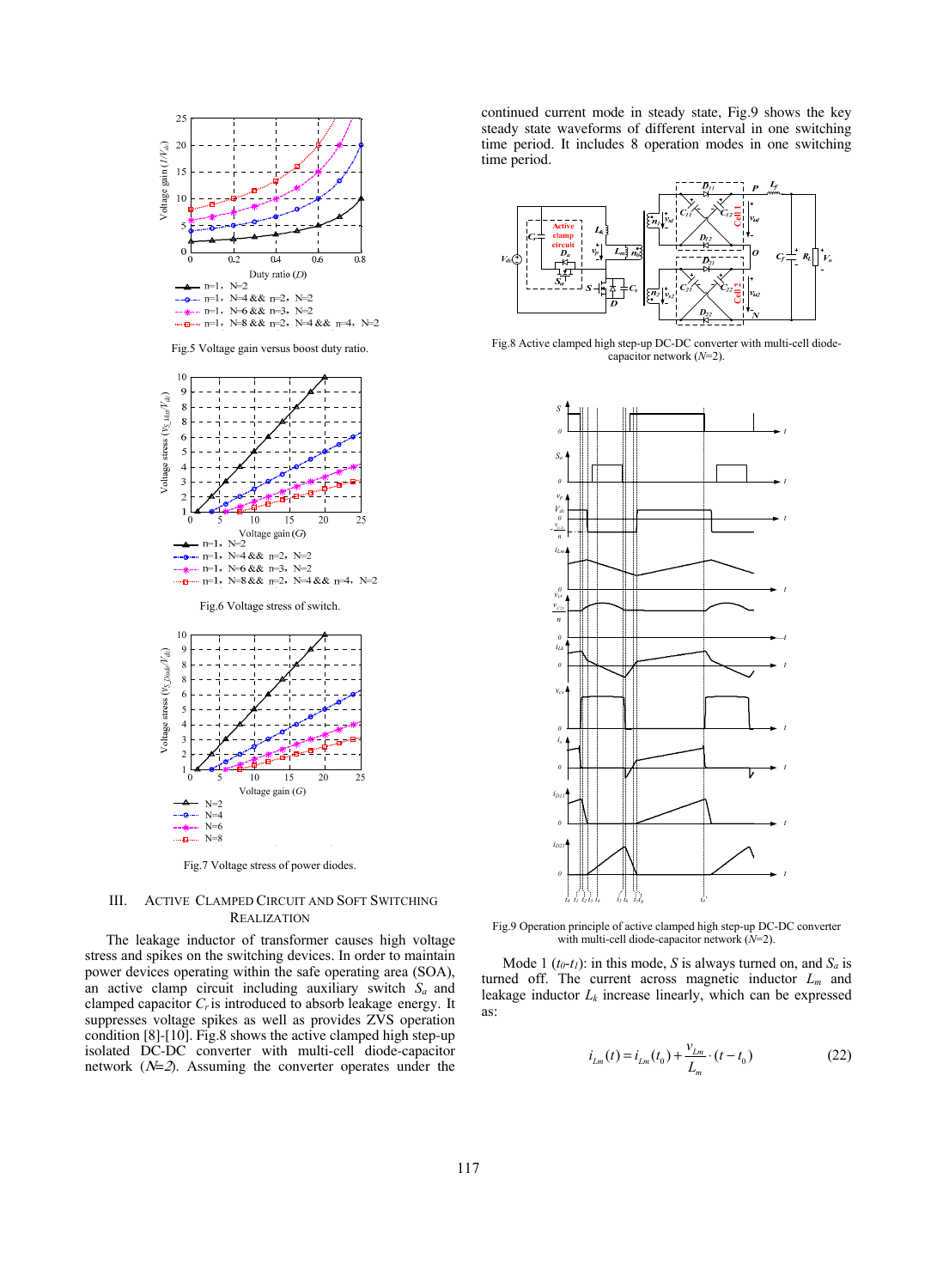Fig.5 Voltage gain versus boost duty ratio.

Fig.6 Voltage stress of switch.

Fig.7 Voltage stress of power diodes.

## III. Active Clamped Circuit and Soft Switching Realization

The leakage inductor of transformer causes high voltage stress and spikes on the switching devices. In order to maintain power devices operating within the safe operating area (SOA), an active clamp circuit including auxiliary switch $S_a$ and clamped capacitor $C_r$ is introduced to absorb leakage energy. It suppresses voltage spikes as well as provides ZVS operation condition [8]-[10]. Fig.8 shows the active clamped high step-up isolated DC-DC converter with multi-cell diode-capacitor network ($N$=2). Assuming the converter operates under the continued current mode in steady state, Fig.9 shows the key steady state waveforms of different interval in one switching time period. It includes 8 operation modes in one switching time period.

Fig.8 Active clamped high step-up DC-DC converter with multi-cell diode-capacitor network ($N$=2).

Fig.9 Operation principle of active clamped high step-up DC-DC converter with multi-cell diode-capacitor network ($N$=2).

Mode 1 ($t_0$-$t_1$): in this mode, $S$ is always turned on, and $S_a$ is turned off. The current across magnetic inductor $L_m$ and leakage inductor $L_k$ increase linearly, which can be expressed as:

$$i_{Lm}(t) = i_{Lm}(t_0) + \frac{v_{Lm}}{L_m} \cdot (t - t_0) \tag{22}$$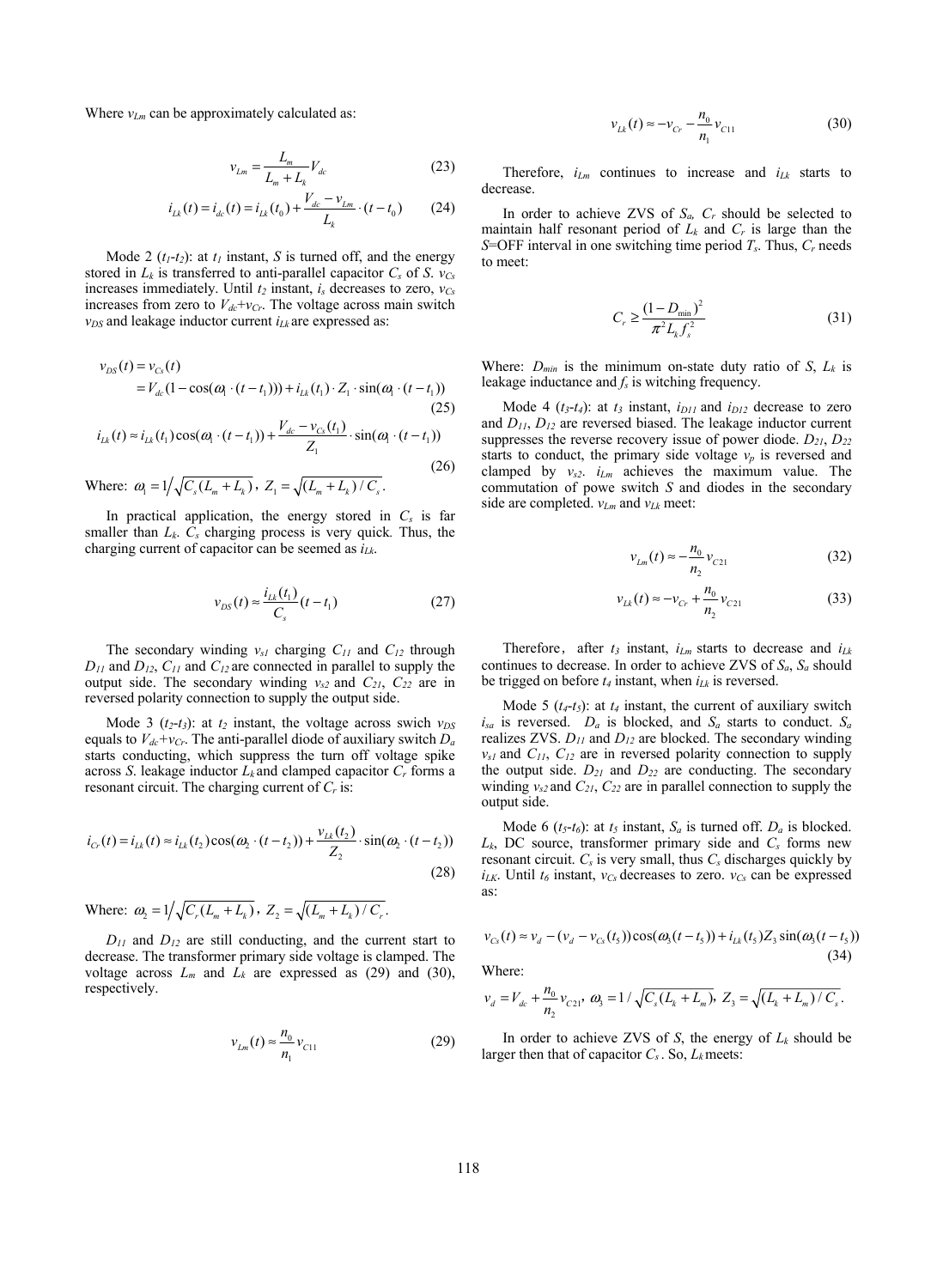Where $v_{Lm}$ can be approximately calculated as:

$$v_{Lm} = \frac{L_m}{L_m + L_k} V_{dc} \tag{23}$$

$$i_{Lk}(t) = i_{dc}(t) = i_{Lk}(t_0) + \frac{V_{dc} - v_{Lm}}{L_k} \cdot (t - t_0) \tag{24}$$

Mode 2 ($t_1$-$t_2$): at $t_1$ instant, $S$ is turned off, and the energy stored in $L_k$ is transferred to anti-parallel capacitor $C_s$ of $S$. $v_{Cs}$ increases immediately. Until $t_2$ instant, $i_s$ decreases to zero, $v_{Cs}$ increases from zero to $V_{dc}$+$v_{Cr}$. The voltage across main switch $v_{DS}$ and leakage inductor current $i_{Lk}$ are expressed as:

$$\begin{aligned} v_{DS}(t) &= v_{Cs}(t) \\ &= V_{dc}(1 - \cos(\omega_1 \cdot (t - t_1))) + i_{Lk}(t_1) \cdot Z_1 \cdot \sin(\omega_1 \cdot (t - t_1)) \end{aligned} \tag{25}$$

$$i_{Lk}(t) \approx i_{Lk}(t_1)\cos(\omega_1 \cdot (t - t_1)) + \frac{V_{dc} - v_{Cs}(t_1)}{Z_1} \cdot \sin(\omega_1 \cdot (t - t_1)) \tag{26}$$

Where: $\omega_1 = 1\big/\sqrt{C_s(L_m + L_k)}$, $Z_1 = \sqrt{(L_m + L_k)/C_s}$.

In practical application, the energy stored in $C_s$ is far smaller than $L_k$. $C_s$ charging process is very quick. Thus, the charging current of capacitor can be seemed as $i_{Lk}$.

$$v_{DS}(t) \approx \frac{i_{Lk}(t_1)}{C_s}(t - t_1) \tag{27}$$

The secondary winding $v_{s1}$ charging $C_{11}$ and $C_{12}$ through $D_{11}$ and $D_{12}$. $C_{11}$ and $C_{12}$ are connected in parallel to supply the output side. The secondary winding $v_{s2}$ and $C_{21}$, $C_{22}$ are in reversed polarity connection to supply the output side.

Mode 3 ($t_2$-$t_3$): at $t_2$ instant, the voltage across swich $v_{DS}$ equals to $V_{dc}$+$v_{Cr}$. The anti-parallel diode of auxiliary switch $D_a$ starts conducting, which suppress the turn off voltage spike across $S$. leakage inductor $L_k$ and clamped capacitor $C_r$ forms a resonant circuit. The charging current of $C_r$ is:

$$i_{Cr}(t) = i_{Lk}(t) \approx i_{Lk}(t_2)\cos(\omega_2 \cdot (t - t_2)) + \frac{v_{Lk}(t_2)}{Z_2} \cdot \sin(\omega_2 \cdot (t - t_2)) \tag{28}$$

Where: $\omega_2 = 1\big/\sqrt{C_r(L_m + L_k)}$, $Z_2 = \sqrt{(L_m + L_k)/C_r}$.

$D_{11}$ and $D_{12}$ are still conducting, and the current start to decrease. The transformer primary side voltage is clamped. The voltage across $L_m$ and $L_k$ are expressed as (29) and (30), respectively.

$$v_{Lm}(t) \approx \frac{n_0}{n_1} v_{C11} \tag{29}$$

$$v_{Lk}(t) \approx -v_{Cr} - \frac{n_0}{n_1} v_{C11} \tag{30}$$

Therefore, $i_{Lm}$ continues to increase and $i_{Lk}$ starts to decrease.

In order to achieve ZVS of $S_a$, $C_r$ should be selected to maintain half resonant period of $L_k$ and $C_r$ is large than the $S$=OFF interval in one switching time period $T_s$. Thus, $C_r$ needs to meet:

$$C_r \geq \frac{(1 - D_{min})^2}{\pi^2 L_k f_s^2} \tag{31}$$

Where: $D_{min}$ is the minimum on-state duty ratio of $S$, $L_k$ is leakage inductance and $f_s$ is witching frequency.

Mode 4 ($t_3$-$t_4$): at $t_3$ instant, $i_{D11}$ and $i_{D12}$ decrease to zero and $D_{11}$, $D_{12}$ are reversed biased. The leakage inductor current suppresses the reverse recovery issue of power diode. $D_{21}$, $D_{22}$ starts to conduct, the primary side voltage $v_p$ is reversed and clamped by $v_{s2}$. $i_{Lm}$ achieves the maximum value. The commutation of powe switch $S$ and diodes in the secondary side are completed. $v_{Lm}$ and $v_{Lk}$ meet:

$$v_{Lm}(t) \approx -\frac{n_0}{n_2} v_{C21} \tag{32}$$

$$v_{Lk}(t) \approx -v_{Cr} + \frac{n_0}{n_2} v_{C21} \tag{33}$$

Therefore, after $t_3$ instant, $i_{Lm}$ starts to decrease and $i_{Lk}$ continues to decrease. In order to achieve ZVS of $S_a$, $S_a$ should be trigged on before $t_4$ instant, when $i_{Lk}$ is reversed.

Mode 5 ($t_4$-$t_5$): at $t_4$ instant, the current of auxiliary switch $i_{sa}$ is reversed. $D_a$ is blocked, and $S_a$ starts to conduct. $S_a$ realizes ZVS. $D_{11}$ and $D_{12}$ are blocked. The secondary winding $v_{s1}$ and $C_{11}$, $C_{12}$ are in reversed polarity connection to supply the output side. $D_{21}$ and $D_{22}$ are conducting. The secondary winding $v_{s2}$ and $C_{21}$, $C_{22}$ are in parallel connection to supply the output side.

Mode 6 ($t_5$-$t_6$): at $t_5$ instant, $S_a$ is turned off. $D_a$ is blocked. $L_k$, DC source, transformer primary side and $C_s$ forms new resonant circuit. $C_s$ is very small, thus $C_s$ discharges quickly by $i_{LK}$. Until $t_6$ instant, $v_{Cs}$ decreases to zero. $v_{Cs}$ can be expressed as:

$$v_{Cs}(t) \approx v_d - (v_d - v_{Cs}(t_5))\cos(\omega_3(t - t_5)) + i_{Lk}(t_5) Z_3 \sin(\omega_3(t - t_5)) \tag{34}$$

Where:

$v_d = V_{dc} + \frac{n_0}{n_2} v_{C21}$, $\omega_3 = 1/\sqrt{C_s(L_k + L_m)}$, $Z_3 = \sqrt{(L_k + L_m)/C_s}$.

In order to achieve ZVS of $S$, the energy of $L_k$ should be larger then that of capacitor $C_s$. So, $L_k$ meets: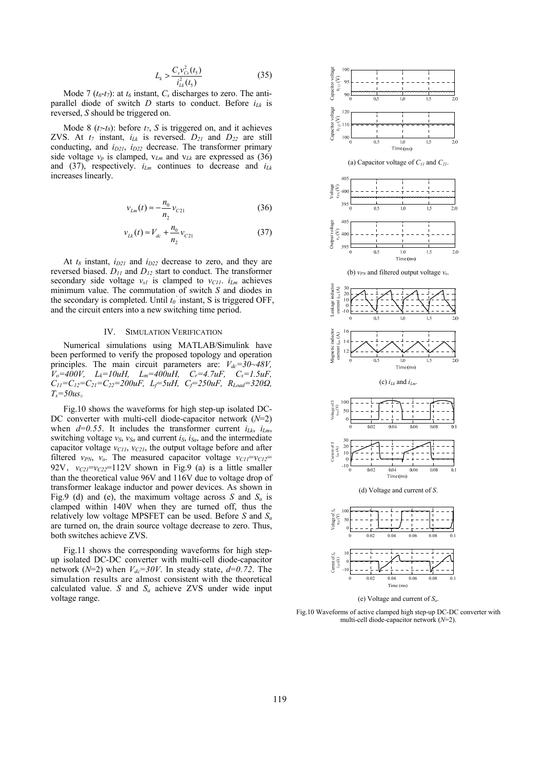$$L_k > \frac{C_s v_{Cs}^2(t_5)}{i_{Lk}^2(t_5)} \tag{35}$$

Mode 7 ($t_6$-$t_7$): at $t_6$ instant, $C_s$ discharges to zero. The anti-parallel diode of switch $D$ starts to conduct. Before $i_{Lk}$ is reversed, $S$ should be triggered on.

Mode 8 ($t_7$-$t_8$): before $t_7$, $S$ is triggered on, and it achieves ZVS. At $t_7$ instant, $i_{Lk}$ is reversed. $D_{21}$ and $D_{22}$ are still conducting, and $i_{D21}$, $i_{D22}$ decrease. The transformer primary side voltage $v_p$ is clamped, $v_{Lm}$ and $v_{Lk}$ are expressed as (36) and (37), respectively. $i_{Lm}$ continues to decrease and $i_{Lk}$ increases linearly.

$$v_{Lm}(t) \approx -\frac{n_0}{n_2} v_{C21} \tag{36}$$

$$v_{Lk}(t) \approx V_{dc} + \frac{n_0}{n_2} v_{C21} \tag{37}$$

At $t_8$ instant, $i_{D21}$ and $i_{D22}$ decrease to zero, and they are reversed biased. $D_{11}$ and $D_{12}$ start to conduct. The transformer secondary side voltage $v_{s1}$ is clamped to $v_{C11}$. $i_{Lm}$ achieves minimum value. The commutation of switch $S$ and diodes in the secondary is completed. Until $t_0'$ instant, S is triggered OFF, and the circuit enters into a new switching time period.

## IV. SIMULATION VERIFICATION

Numerical simulations using MATLAB/Simulink have been performed to verify the proposed topology and operation principles. The main circuit parameters are: $V_{dc}$=30~48V, $V_o$=400V, $L_k$=10uH, $L_m$=400uH, $C_r$=4.7uF, $C_s$=1.5uF, $C_{11}$=$C_{12}$=$C_{21}$=$C_{22}$=200uF, $L_f$=5uH, $C_f$=250uF, $R_{Load}$=320Ω, $T_s$=50us。

Fig.10 shows the waveforms for high step-up isolated DC-DC converter with multi-cell diode-capacitor network ($N$=2) when $d$=0.55. It includes the transformer current $i_{Lk}$, $i_{Lm}$, switching voltage $v_S$, $v_{Sa}$ and current $i_S$, $i_{Sa}$, and the intermediate capacitor voltage $v_{C11}$, $v_{C21}$, the output voltage before and after filtered $v_{PN}$, $v_o$. The measured capacitor voltage $v_{C11}$=$v_{C12}$= 92V, $v_{C21}$=$v_{C22}$=112V shown in Fig.9 (a) is a little smaller than the theoretical value 96V and 116V due to voltage drop of transformer leakage inductor and power devices. As shown in Fig.9 (d) and (e), the maximum voltage across $S$ and $S_a$ is clamped within 140V when they are turned off, thus the relatively low voltage MPSFET can be used. Before $S$ and $S_a$ are turned on, the drain source voltage decrease to zero. Thus, both switches achieve ZVS.

Fig.11 shows the corresponding waveforms for high step-up isolated DC-DC converter with multi-cell diode-capacitor network ($N$=2) when $V_{dc}$=30V. In steady state, $d$=0.72. The simulation results are almost consistent with the theoretical calculated value. $S$ and $S_a$ achieve ZVS under wide input voltage range.

(a) Capacitor voltage of $C_{11}$ and $C_{21}$.

(b) $v_{PN}$ and filtered output voltage $v_o$.

(c) $i_{Lk}$ and $i_{Lm}$.

(d) Voltage and current of $S$.

(e) Voltage and current of $S_a$.

Fig.10 Waveforms of active clamped high step-up DC-DC converter with multi-cell diode-capacitor network ($N$=2).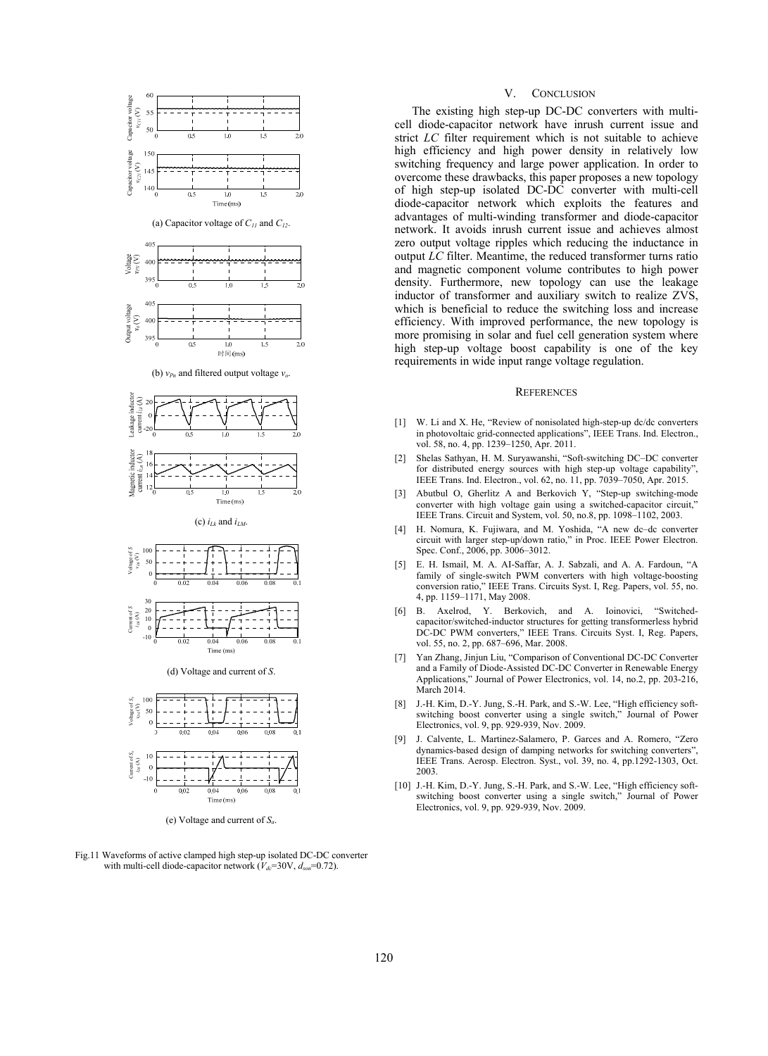Capacitor voltage $v_{C11}$ (V)

60
55
50

0 0.5 1.0 1.5 2.0

Capacitor voltage $v_{C21}$ (V)

150
145
140

0 0.5 1.0 1.5 2.0

Time (ms)

(a) Capacitor voltage of $C_{11}$ and $C_{12}$.

Voltage $v_{Pn}$ (V)

405
400
395

0 0.5 1.0 1.5 2.0

Output voltage $v_o$ (V)

405
400
395

0 0.5 1.0 1.5 2.0

时间 (ms)

(b) $v_{Pn}$ and filtered output voltage $v_o$.

Leakage inductor current $i_{Lk}$ (A)

20
0
-20

0 0.5 1.0 1.5 2.0

Magnetic inductor current $i_{LM}$ (A)

18
16
14
12

0 0.5 1.0 1.5 2.0

Time (ms)

(c) $i_{Lk}$ and $i_{LM}$.

Voltage of $S$ $v_{SR}$ (V)

100
50
0

0 0.02 0.04 0.06 0.08 0.1

Current of $S$ $i_{SR}$ (A)

30
20
10
0
-10

0 0.02 0.04 0.06 0.08 0.1

Time (ms)

(d) Voltage and current of $S$.

Voltage of $S_a$ $v_{Sa}$ (V)

100
50
0

0 0.02 0.04 0.06 0.08 0.1

Current of $S_a$ $i_{Sa}$ (A)

10
0
-10

0 0.02 0.04 0.06 0.08 0.1

Time (ms)

(e) Voltage and current of $S_a$.

Fig.11 Waveforms of active clamped high step-up isolated DC-DC converter with multi-cell diode-capacitor network ($V_{dc}$=30V, $d_{son}$=0.72).

## V. Conclusion

The existing high step-up DC-DC converters with multi-cell diode-capacitor network have inrush current issue and strict *LC* filter requirement which is not suitable to achieve high efficiency and high power density in relatively low switching frequency and large power application. In order to overcome these drawbacks, this paper proposes a new topology of high step-up isolated DC-DC converter with multi-cell diode-capacitor network which exploits the features and advantages of multi-winding transformer and diode-capacitor network. It avoids inrush current issue and achieves almost zero output voltage ripples which reducing the inductance in output *LC* filter. Meantime, the reduced transformer turns ratio and magnetic component volume contributes to high power density. Furthermore, new topology can use the leakage inductor of transformer and auxiliary switch to realize ZVS, which is beneficial to reduce the switching loss and increase efficiency. With improved performance, the new topology is more promising in solar and fuel cell generation system where high step-up voltage boost capability is one of the key requirements in wide input range voltage regulation.

## References

[1] W. Li and X. He, "Review of nonisolated high-step-up dc/dc converters in photovoltaic grid-connected applications", IEEE Trans. Ind. Electron., vol. 58, no. 4, pp. 1239–1250, Apr. 2011.

[2] Shelas Sathyan, H. M. Suryawanshi, "Soft-switching DC–DC converter for distributed energy sources with high step-up voltage capability", IEEE Trans. Ind. Electron., vol. 62, no. 11, pp. 7039–7050, Apr. 2015.

[3] Abutbul O, Gherlitz A and Berkovich Y, "Step-up switching-mode converter with high voltage gain using a switched-capacitor circuit," IEEE Trans. Circuit and System, vol. 50, no.8, pp. 1098–1102, 2003.

[4] H. Nomura, K. Fujiwara, and M. Yoshida, "A new dc–dc converter circuit with larger step-up/down ratio," in Proc. IEEE Power Electron. Spec. Conf., 2006, pp. 3006–3012.

[5] E. H. Ismail, M. A. AI-Saffar, A. J. Sabzali, and A. A. Fardoun, "A family of single-switch PWM converters with high voltage-boosting conversion ratio," IEEE Trans. Circuits Syst. I, Reg. Papers, vol. 55, no. 4, pp. 1159–1171, May 2008.

[6] B. Axelrod, Y. Berkovich, and A. Ioinovici, "Switched-capacitor/switched-inductor structures for getting transformerless hybrid DC-DC PWM converters," IEEE Trans. Circuits Syst. I, Reg. Papers, vol. 55, no. 2, pp. 687–696, Mar. 2008.

[7] Yan Zhang, Jinjun Liu, "Comparison of Conventional DC-DC Converter and a Family of Diode-Assisted DC-DC Converter in Renewable Energy Applications," Journal of Power Electronics, vol. 14, no.2, pp. 203-216, March 2014.

[8] J.-H. Kim, D.-Y. Jung, S.-H. Park, and S.-W. Lee, "High efficiency soft-switching boost converter using a single switch," Journal of Power Electronics, vol. 9, pp. 929-939, Nov. 2009.

[9] J. Calvente, L. Martinez-Salamero, P. Garces and A. Romero, "Zero dynamics-based design of damping networks for switching converters", IEEE Trans. Aerosp. Electron. Syst., vol. 39, no. 4, pp.1292-1303, Oct. 2003.

[10] J.-H. Kim, D.-Y. Jung, S.-H. Park, and S.-W. Lee, "High efficiency soft-switching boost converter using a single switch," Journal of Power Electronics, vol. 9, pp. 929-939, Nov. 2009.